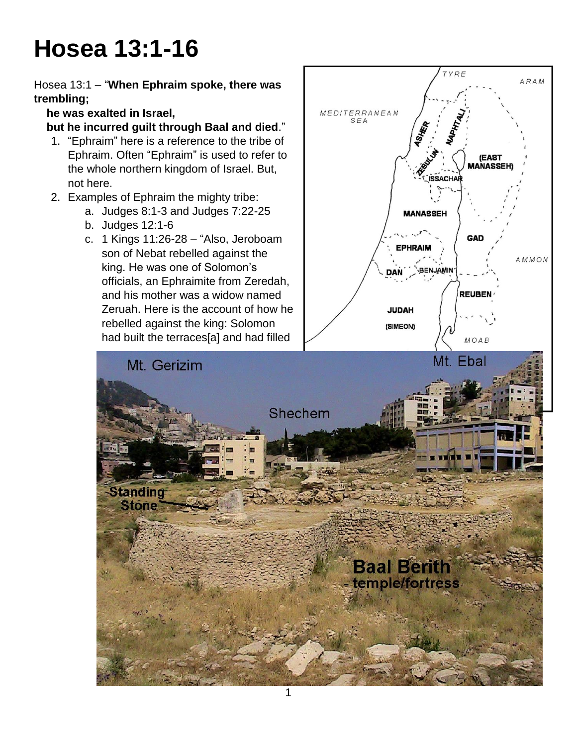# Hosea 13:1-16

Hosea 13:1 – "**When Ephraim spoke, there was trembling;**
**he was exalted in Israel,**
**but he incurred guilt through Baal and died**."

1. "Ephraim" here is a reference to the tribe of Ephraim. Often "Ephraim" is used to refer to the whole northern kingdom of Israel. But, not here.
2. Examples of Ephraim the mighty tribe:
    a. Judges 8:1-3 and Judges 7:22-25
    b. Judges 12:1-6
    c. 1 Kings 11:26-28 – "Also, Jeroboam son of Nebat rebelled against the king. He was one of Solomon's officials, an Ephraimite from Zeredah, and his mother was a widow named Zeruah. Here is the account of how he rebelled against the king: Solomon had built the terraces[a] and had filled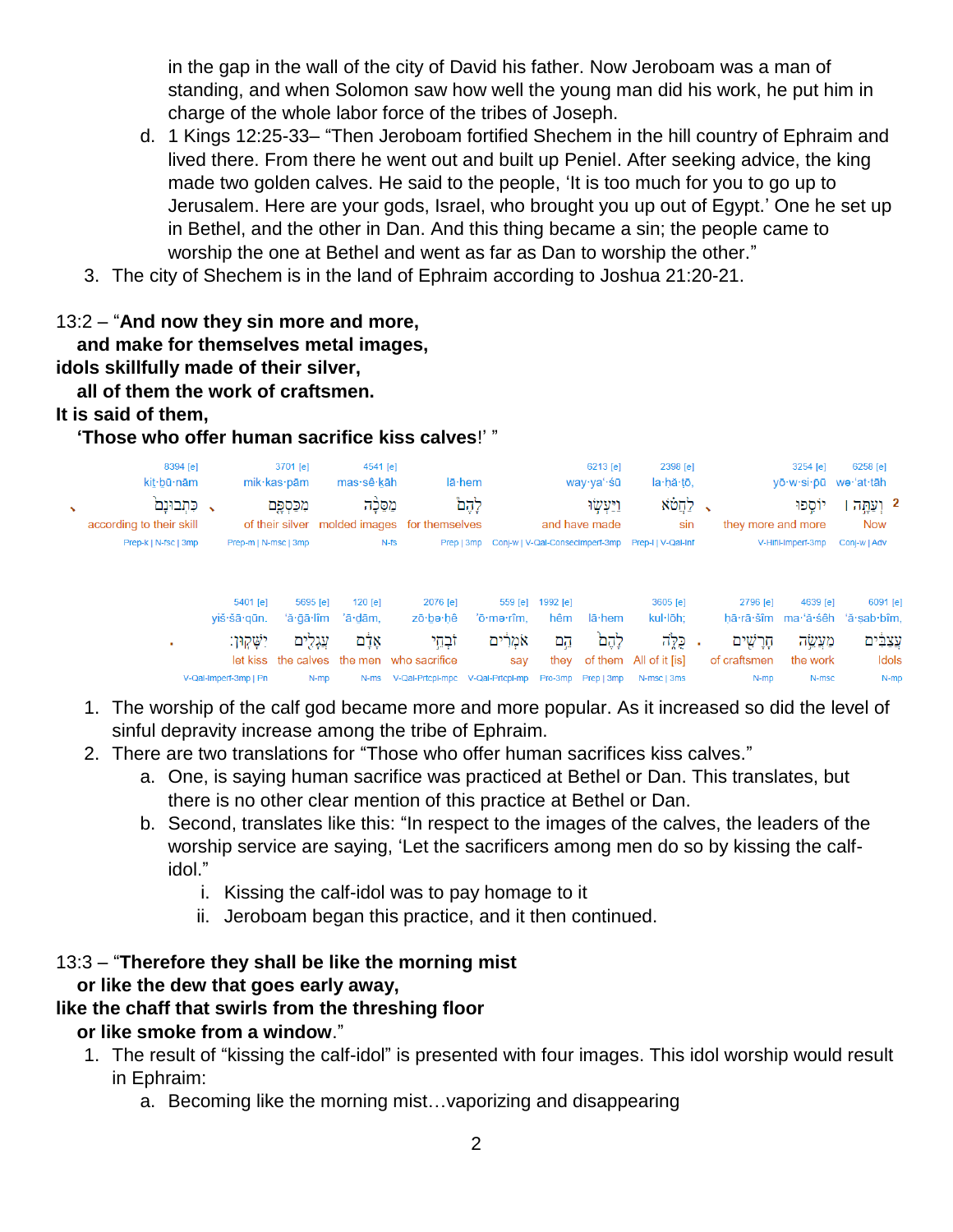in the gap in the wall of the city of David his father. Now Jeroboam was a man of standing, and when Solomon saw how well the young man did his work, he put him in charge of the whole labor force of the tribes of Joseph.

   d. 1 Kings 12:25-33– “Then Jeroboam fortified Shechem in the hill country of Ephraim and lived there. From there he went out and built up Peniel. After seeking advice, the king made two golden calves. He said to the people, ‘It is too much for you to go up to Jerusalem. Here are your gods, Israel, who brought you up out of Egypt.’ One he set up in Bethel, and the other in Dan. And this thing became a sin; the people came to worship the one at Bethel and went as far as Dan to worship the other.”

3. The city of Shechem is in the land of Ephraim according to Joshua 21:20-21.

13:2 – “**And now they sin more and more,**
**and make for themselves metal images,**
**idols skillfully made of their silver,**
**all of them the work of craftsmen.**
**It is said of them,**
**‘Those who offer human sacrifice kiss calves**!’ ”

| 2 | 6258 [e] wə·‘at·tāh | 3254 [e] yō·w·si·pū | 2398 [e] la·ḥă·ṭō, | 6213 [e] way·ya·‘ă·śū | lā·hem | 4541 [e] mas·sê·kāh | 3701 [e] mik·kas·pām | 8394 [e] kiṯ·bū·nām |
|---|---|---|---|---|---|---|---|---|
| | וְעַתָּ֣ה ׀ | יוֹסִ֣פוּ | לַחֲטֹ֗א | וַיַּעֲשׂ֣וּ | לָהֶ֡ם | מַסֵּכָ֨ה | מִכַּסְפָּ֤ם | כִּתְבוּנָם֙ |
| | Now | they more and more | sin | and have made | for themselves | molded images | of their silver | according to their skill |
| | Conj-w \| Adv | V-Hifil-Imperf-3mp | Prep-l \| V-Qal-Inf | Conj-w \| V-Qal-ConsecImperf-3mp | Prep \| 3mp | N-fs | Prep-m \| N-msc \| 3mp | Prep-k \| N-fsc \| 3mp |

| 6091 [e] ‘ă·ṣab·bîm, | 4639 [e] ma·‘ă·śêh | 2796 [e] ḥā·rā·šîm | 3605 [e] kul·lōh; | lā·hem | 1992 [e] hêm | 559 [e] ’ō·mə·rîm, | 2076 [e] zō·ḇə·ḥê | 120 [e] ’ā·ḏām, | 5695 [e] ‘ă·ḡā·lîm | 5401 [e] yiš·šā·qūn. |
|---|---|---|---|---|---|---|---|---|---|---|
| עֲצַבִּ֔ים | מַעֲשֵׂ֥ה | חָרָשִׁ֖ים | כֻּלֹּ֑ה | לָהֶ֗ם | הֵ֣ם | אֹמְרִ֔ים | זֹבְחֵ֣י | אָדָ֔ם | עֲגָלִ֖ים | יִשָּׁקֽוּן׃ |
| Idols | the work | of craftsmen | All of it [is] | of them | they | say | who sacrifice | the men | the calves | let kiss |
| N-mp | N-msc | N-mp | N-msc \| 3ms | Prep \| 3mp | Pro-3mp | V-Qal-Prtcpl-mp | V-Qal-Prtcpl-mpc | N-ms | N-mp | V-Qal-Imperf-3mp \| Pn |

1. The worship of the calf god became more and more popular. As it increased so did the level of sinful depravity increase among the tribe of Ephraim.
2. There are two translations for “Those who offer human sacrifices kiss calves.”
   a. One, is saying human sacrifice was practiced at Bethel or Dan. This translates, but there is no other clear mention of this practice at Bethel or Dan.
   b. Second, translates like this: “In respect to the images of the calves, the leaders of the worship service are saying, ‘Let the sacrificers among men do so by kissing the calf-idol.”
      i. Kissing the calf-idol was to pay homage to it
      ii. Jeroboam began this practice, and it then continued.

13:3 – “**Therefore they shall be like the morning mist**
**or like the dew that goes early away,**
**like the chaff that swirls from the threshing floor**
**or like smoke from a window**.”

1. The result of “kissing the calf-idol” is presented with four images. This idol worship would result in Ephraim:
   a. Becoming like the morning mist…vaporizing and disappearing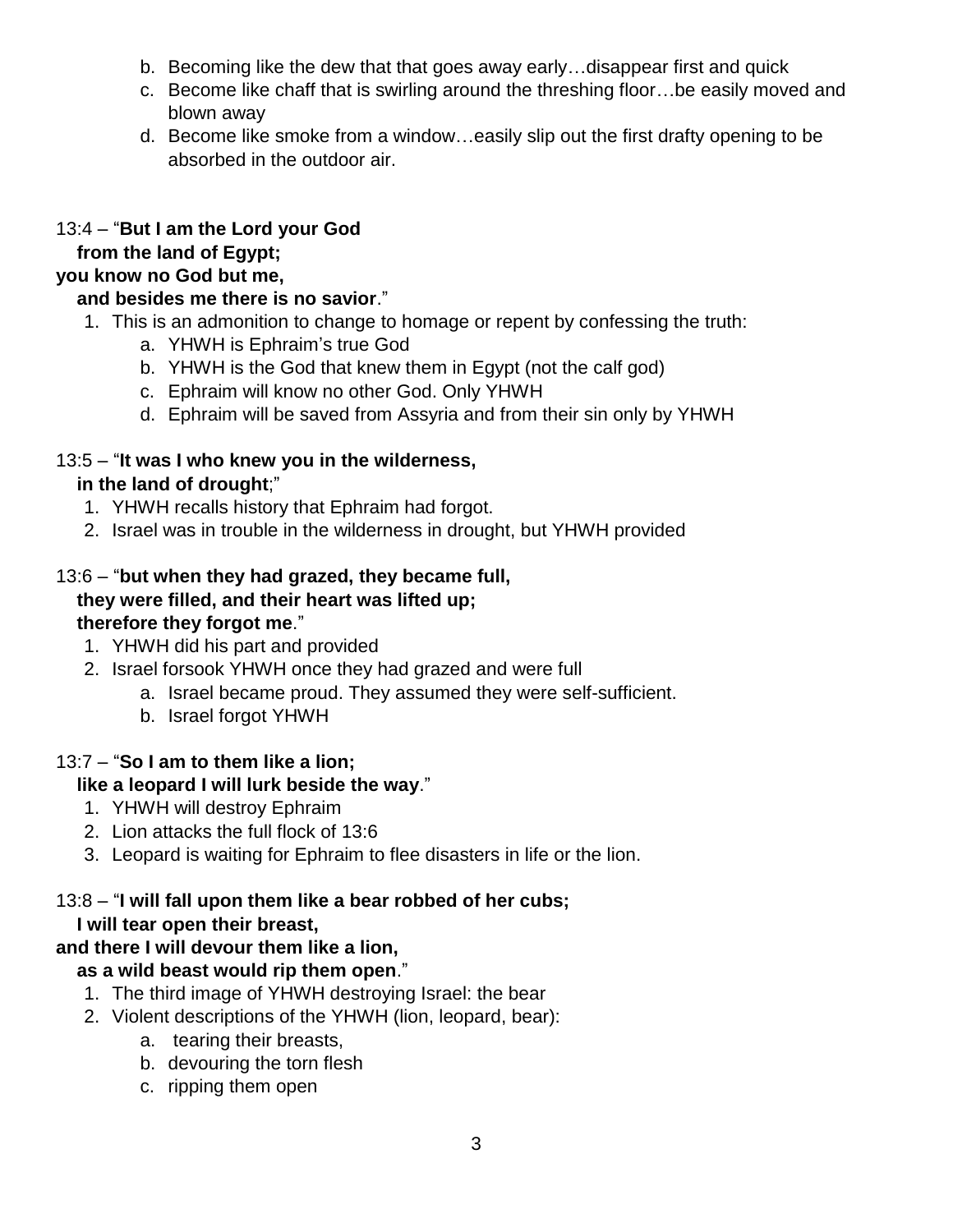b. Becoming like the dew that that goes away early…disappear first and quick
   c. Become like chaff that is swirling around the threshing floor…be easily moved and blown away
   d. Become like smoke from a window…easily slip out the first drafty opening to be absorbed in the outdoor air.

13:4 – "**But I am the Lord your God**
   **from the land of Egypt;**
**you know no God but me,**
   **and besides me there is no savior**."

1. This is an admonition to change to homage or repent by confessing the truth:
   a. YHWH is Ephraim's true God
   b. YHWH is the God that knew them in Egypt (not the calf god)
   c. Ephraim will know no other God. Only YHWH
   d. Ephraim will be saved from Assyria and from their sin only by YHWH

13:5 – "**It was I who knew you in the wilderness,**
   **in the land of drought**;"

1. YHWH recalls history that Ephraim had forgot.
2. Israel was in trouble in the wilderness in drought, but YHWH provided

13:6 – "**but when they had grazed, they became full,**
   **they were filled, and their heart was lifted up;**
   **therefore they forgot me**."

1. YHWH did his part and provided
2. Israel forsook YHWH once they had grazed and were full
   a. Israel became proud. They assumed they were self-sufficient.
   b. Israel forgot YHWH

13:7 – "**So I am to them like a lion;**
   **like a leopard I will lurk beside the way**."

1. YHWH will destroy Ephraim
2. Lion attacks the full flock of 13:6
3. Leopard is waiting for Ephraim to flee disasters in life or the lion.

13:8 – "**I will fall upon them like a bear robbed of her cubs;**
   **I will tear open their breast,**
**and there I will devour them like a lion,**
   **as a wild beast would rip them open**."

1. The third image of YHWH destroying Israel: the bear
2. Violent descriptions of the YHWH (lion, leopard, bear):
   a. tearing their breasts,
   b. devouring the torn flesh
   c. ripping them open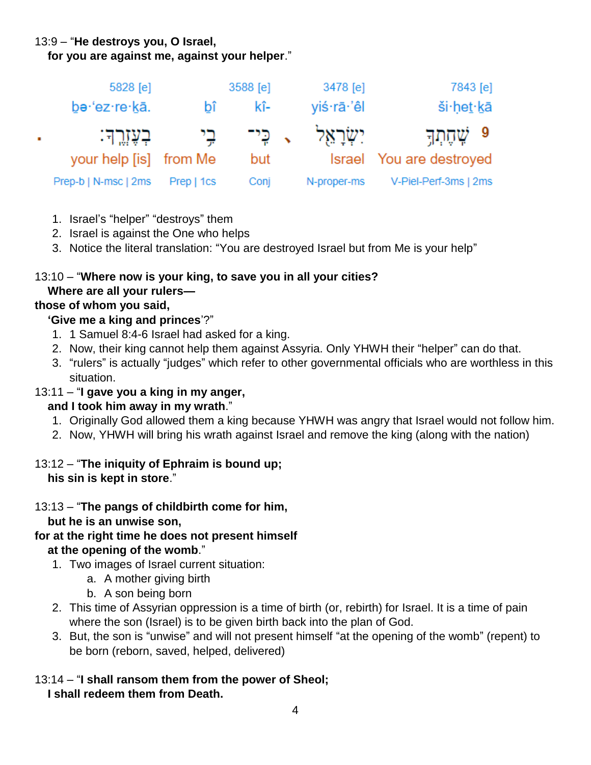13:9 – "**He destroys you, O Israel,**
**for you are against me, against your helper**."

| 5828 [e] | | 3588 [e] | 3478 [e] | 7843 [e] |
|---|---|---|---|---|
| bə·‘ez·re·ḵā. | bî | kî- | yiś·rā·’êl | ši·ḥeṯ·ḵā |
| בְעֶזְרֶֽךָ׃ | בִ֥י | כִּֽי־ | יִשְׂרָאֵ֑ל | 9 שִׁחֶתְךָ֥ |
| your help [is] | from Me | but | Israel | You are destroyed |
| Prep-b \| N-msc \| 2ms | Prep \| 1cs | Conj | N-proper-ms | V-Piel-Perf-3ms \| 2ms |

1. Israel's "helper" "destroys" them
2. Israel is against the One who helps
3. Notice the literal translation: "You are destroyed Israel but from Me is your help"

13:10 – "**Where now is your king, to save you in all your cities?**
**Where are all your rulers—**
**those of whom you said,**
**'Give me a king and princes**'?"

1. 1 Samuel 8:4-6 Israel had asked for a king.
2. Now, their king cannot help them against Assyria. Only YHWH their "helper" can do that.
3. "rulers" is actually "judges" which refer to other governmental officials who are worthless in this situation.

13:11 – "**I gave you a king in my anger,**
**and I took him away in my wrath**."

1. Originally God allowed them a king because YHWH was angry that Israel would not follow him.
2. Now, YHWH will bring his wrath against Israel and remove the king (along with the nation)

13:12 – "**The iniquity of Ephraim is bound up;**
**his sin is kept in store**."

13:13 – "**The pangs of childbirth come for him,**
**but he is an unwise son,**
**for at the right time he does not present himself**
**at the opening of the womb**."

1. Two images of Israel current situation:
   a. A mother giving birth
   b. A son being born
2. This time of Assyrian oppression is a time of birth (or, rebirth) for Israel. It is a time of pain where the son (Israel) is to be given birth back into the plan of God.
3. But, the son is "unwise" and will not present himself "at the opening of the womb" (repent) to be born (reborn, saved, helped, delivered)

13:14 – "**I shall ransom them from the power of Sheol;**
**I shall redeem them from Death.**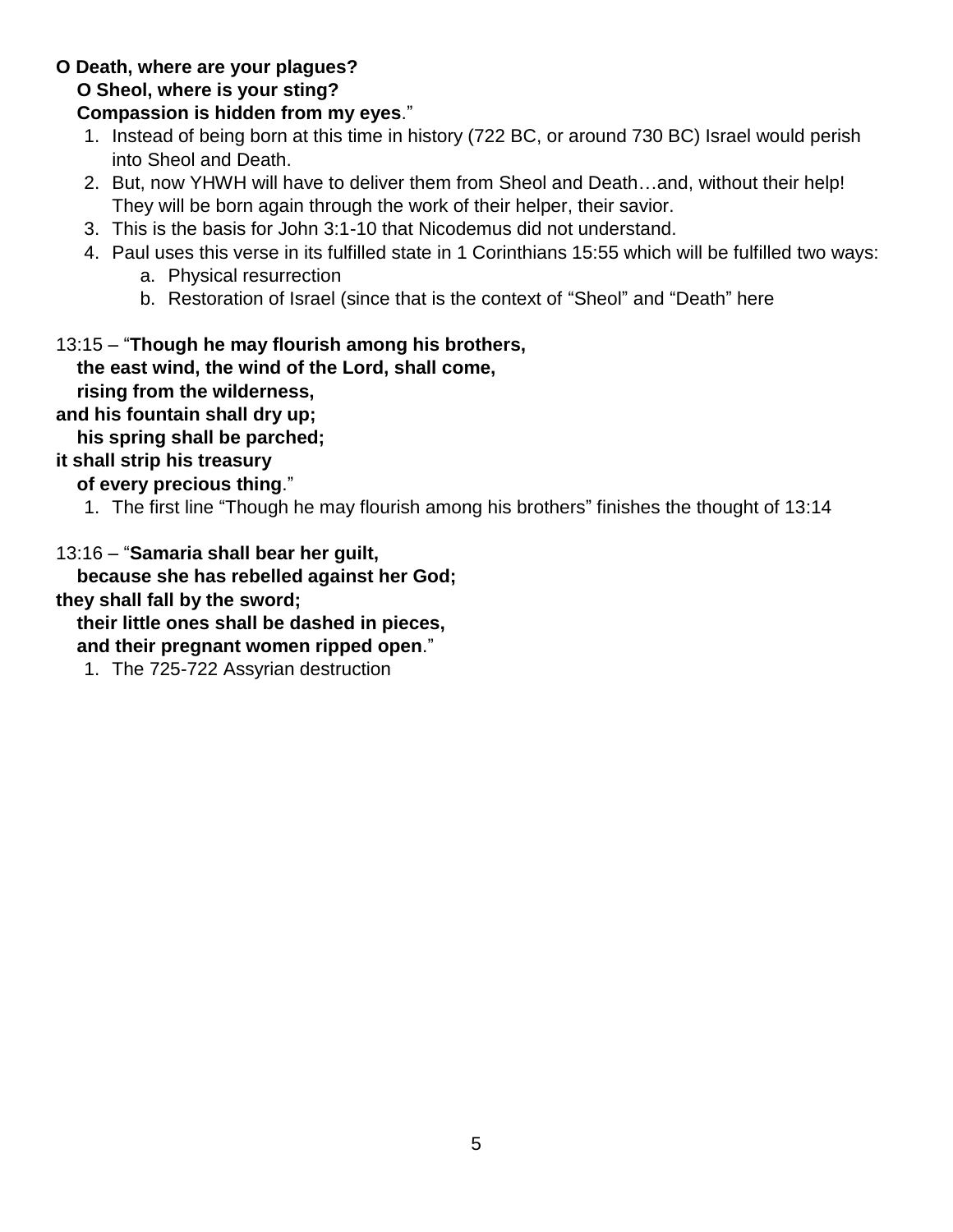**O Death, where are your plagues?**
**O Sheol, where is your sting?**
**Compassion is hidden from my eyes**."

1. Instead of being born at this time in history (722 BC, or around 730 BC) Israel would perish into Sheol and Death.
2. But, now YHWH will have to deliver them from Sheol and Death…and, without their help! They will be born again through the work of their helper, their savior.
3. This is the basis for John 3:1-10 that Nicodemus did not understand.
4. Paul uses this verse in its fulfilled state in 1 Corinthians 15:55 which will be fulfilled two ways:
    a. Physical resurrection
    b. Restoration of Israel (since that is the context of "Sheol" and "Death" here

13:15 – "**Though he may flourish among his brothers,**
**the east wind, the wind of the Lord, shall come,**
**rising from the wilderness,**
**and his fountain shall dry up;**
**his spring shall be parched;**
**it shall strip his treasury**
**of every precious thing**."

1. The first line "Though he may flourish among his brothers" finishes the thought of 13:14

13:16 – "**Samaria shall bear her guilt,**
**because she has rebelled against her God;**
**they shall fall by the sword;**
**their little ones shall be dashed in pieces,**
**and their pregnant women ripped open**."

1. The 725-722 Assyrian destruction